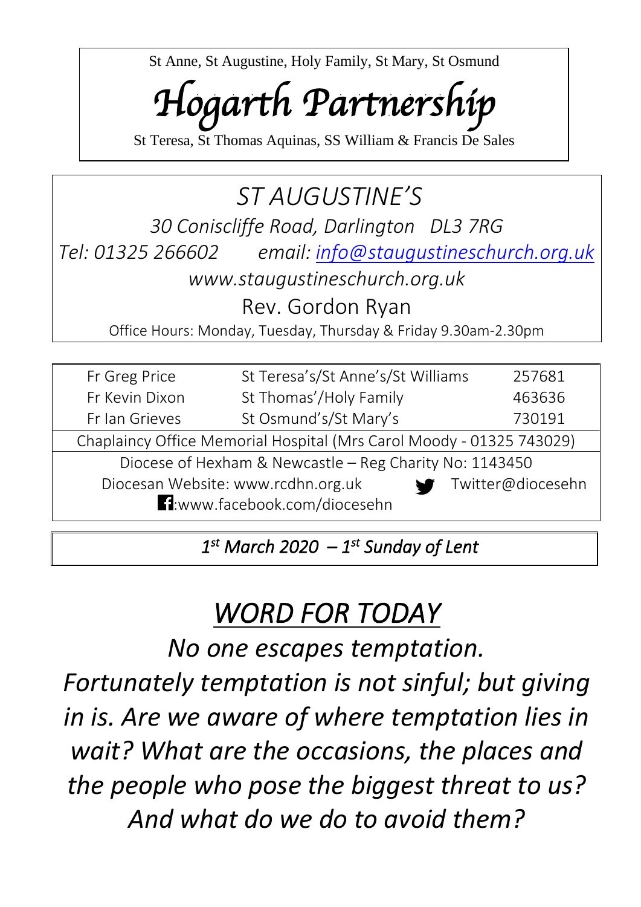St Anne, St Augustine, Holy Family, St Mary, St Osmund

# *Hogarth Partnership*

St Teresa, St Thomas Aquinas, SS William & Francis De Sales

## *ST AUGUSTINE'S*

*30 Coniscliffe Road, Darlington DL3 7RG*

*Tel: 01325 266602 email: info@staugustineschurch.org.uk*

*www.staugustineschurch.org.uk*

Rev. Gordon Ryan

Office Hours: Monday, Tuesday, Thursday & Friday 9.30am-2.30pm

| | | |
|---|---|---|
| Fr Greg Price | St Teresa's/St Anne's/St Williams | 257681 |
| Fr Kevin Dixon | St Thomas'/Holy Family | 463636 |
| Fr Ian Grieves | St Osmund's/St Mary's | 730191 |

Chaplaincy Office Memorial Hospital (Mrs Carol Moody - 01325 743029)

Diocese of Hexham & Newcastle – Reg Charity No: 1143450

Diocesan Website: www.rcdhn.org.uk Twitter@diocesehn

:www.facebook.com/diocesehn

***1st March 2020 – 1st Sunday of Lent***

# *WORD FOR TODAY*

*No one escapes temptation. Fortunately temptation is not sinful; but giving in is. Are we aware of where temptation lies in wait? What are the occasions, the places and the people who pose the biggest threat to us? And what do we do to avoid them?*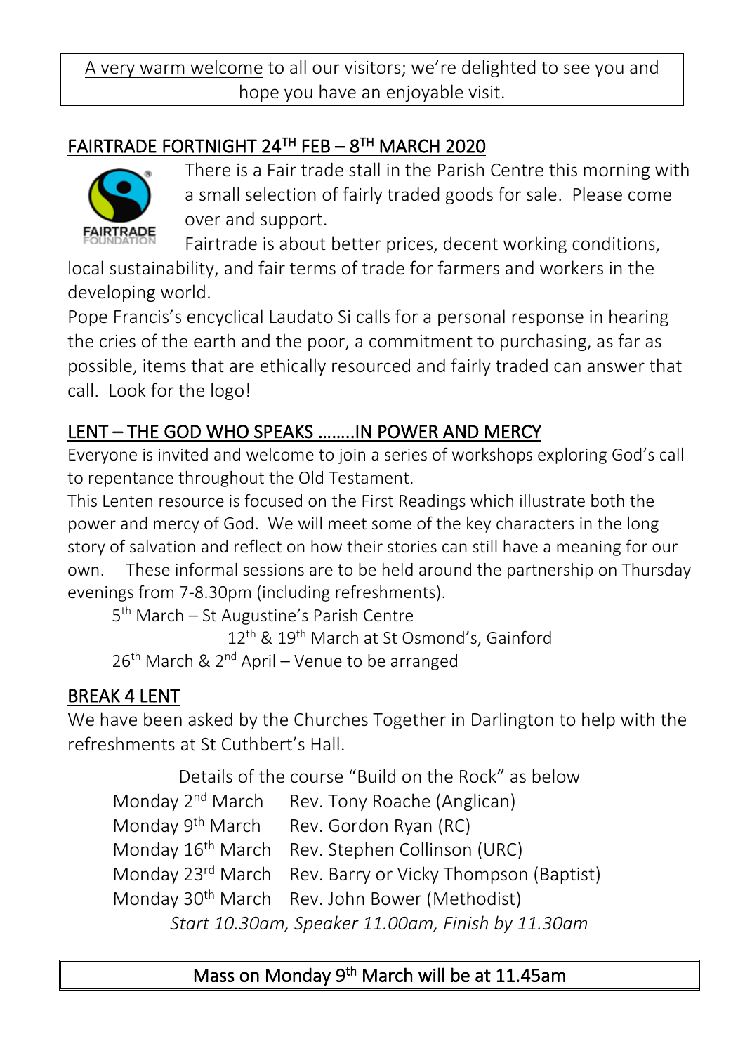A very warm welcome to all our visitors; we're delighted to see you and hope you have an enjoyable visit.

## FAIRTRADE FORTNIGHT 24TH FEB – 8TH MARCH 2020

There is a Fair trade stall in the Parish Centre this morning with a small selection of fairly traded goods for sale. Please come over and support.

Fairtrade is about better prices, decent working conditions, local sustainability, and fair terms of trade for farmers and workers in the developing world.

Pope Francis's encyclical Laudato Si calls for a personal response in hearing the cries of the earth and the poor, a commitment to purchasing, as far as possible, items that are ethically resourced and fairly traded can answer that call. Look for the logo!

## LENT – THE GOD WHO SPEAKS ……..IN POWER AND MERCY

Everyone is invited and welcome to join a series of workshops exploring God's call to repentance throughout the Old Testament.

This Lenten resource is focused on the First Readings which illustrate both the power and mercy of God. We will meet some of the key characters in the long story of salvation and reflect on how their stories can still have a meaning for our own. These informal sessions are to be held around the partnership on Thursday evenings from 7-8.30pm (including refreshments).

5th March – St Augustine's Parish Centre

12th & 19th March at St Osmond's, Gainford

26th March & 2nd April – Venue to be arranged

## BREAK 4 LENT

We have been asked by the Churches Together in Darlington to help with the refreshments at St Cuthbert's Hall.

Details of the course "Build on the Rock" as below

| | |
|---|---|
| Monday 2nd March | Rev. Tony Roache (Anglican) |
| Monday 9th March | Rev. Gordon Ryan (RC) |
| Monday 16th March | Rev. Stephen Collinson (URC) |
| Monday 23rd March | Rev. Barry or Vicky Thompson (Baptist) |
| Monday 30th March | Rev. John Bower (Methodist) |

*Start 10.30am, Speaker 11.00am, Finish by 11.30am*

**Mass on Monday 9th March will be at 11.45am**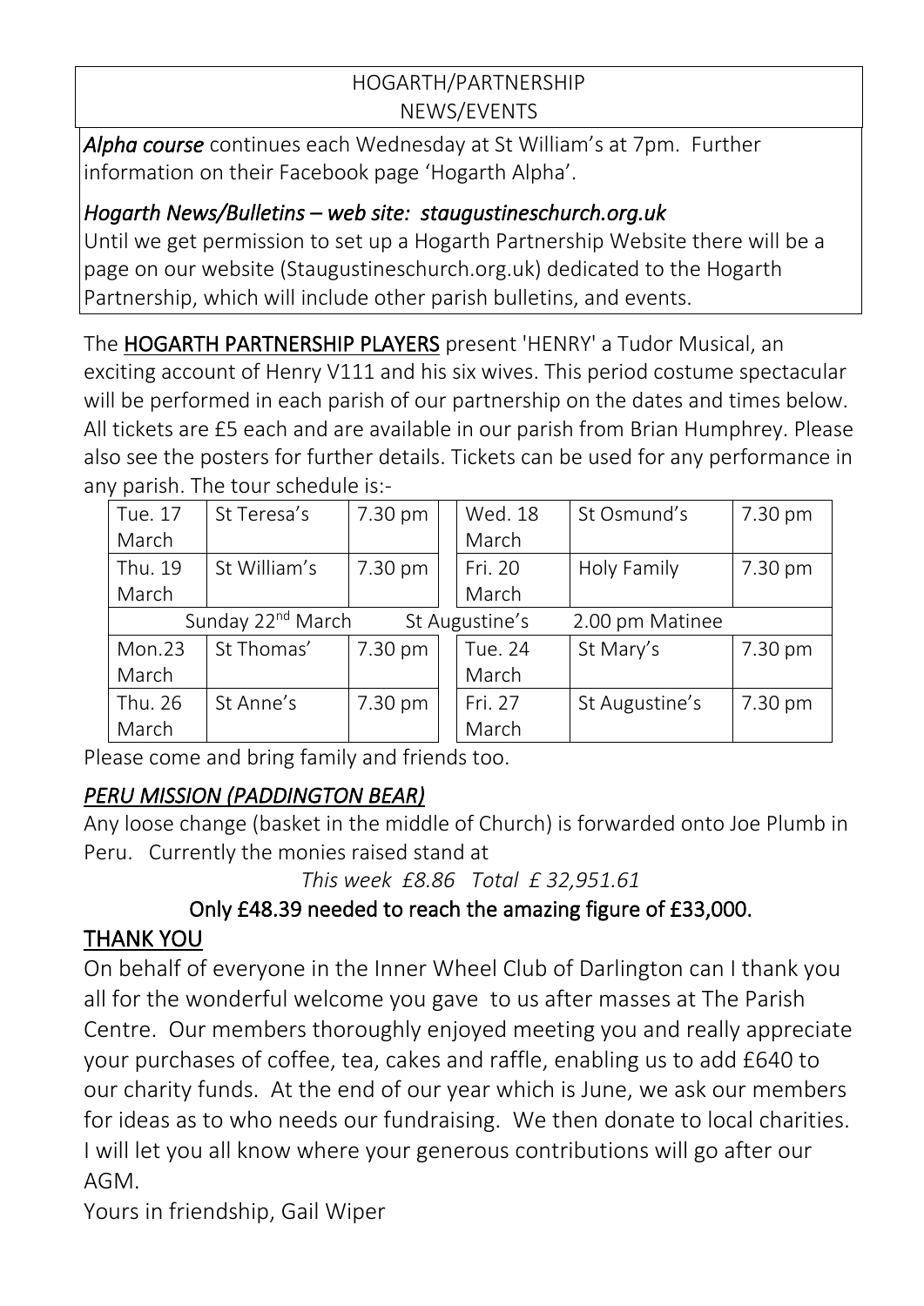## HOGARTH/PARTNERSHIP NEWS/EVENTS

***Alpha course*** continues each Wednesday at St William's at 7pm. Further information on their Facebook page 'Hogarth Alpha'.

*Hogarth News/Bulletins – web site: staugustineschurch.org.uk*
Until we get permission to set up a Hogarth Partnership Website there will be a page on our website (Staugustineschurch.org.uk) dedicated to the Hogarth Partnership, which will include other parish bulletins, and events.

The **HOGARTH PARTNERSHIP PLAYERS** present 'HENRY' a Tudor Musical, an exciting account of Henry V111 and his six wives. This period costume spectacular will be performed in each parish of our partnership on the dates and times below. All tickets are £5 each and are available in our parish from Brian Humphrey. Please also see the posters for further details. Tickets can be used for any performance in any parish. The tour schedule is:-

| | | | | | | |
|---|---|---|---|---|---|---|
| Tue. 17 March | St Teresa's | 7.30 pm | | Wed. 18 March | St Osmund's | 7.30 pm |
| Thu. 19 March | St William's | 7.30 pm | | Fri. 20 March | Holy Family | 7.30 pm |
| Sunday 22nd March | | | St Augustine's | | 2.00 pm Matinee | |
| Mon.23 March | St Thomas' | 7.30 pm | | Tue. 24 March | St Mary's | 7.30 pm |
| Thu. 26 March | St Anne's | 7.30 pm | | Fri. 27 March | St Augustine's | 7.30 pm |

Please come and bring family and friends too.

### *PERU MISSION (PADDINGTON BEAR)*

Any loose change (basket in the middle of Church) is forwarded onto Joe Plumb in Peru. Currently the monies raised stand at

*This week £8.86 Total £ 32,951.61*

**Only £48.39 needed to reach the amazing figure of £33,000.**

### THANK YOU

On behalf of everyone in the Inner Wheel Club of Darlington can I thank you all for the wonderful welcome you gave to us after masses at The Parish Centre. Our members thoroughly enjoyed meeting you and really appreciate your purchases of coffee, tea, cakes and raffle, enabling us to add £640 to our charity funds. At the end of our year which is June, we ask our members for ideas as to who needs our fundraising. We then donate to local charities. I will let you all know where your generous contributions will go after our AGM.

Yours in friendship, Gail Wiper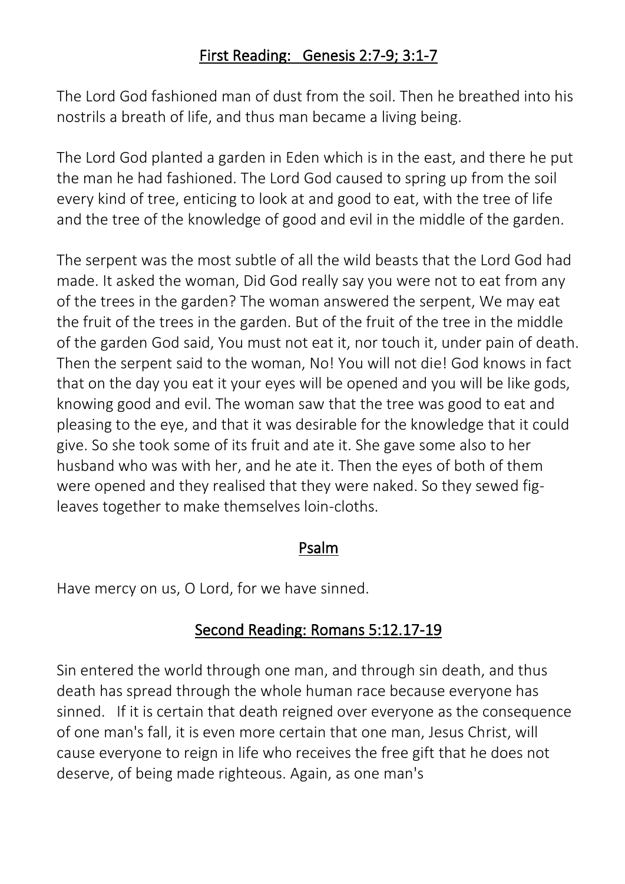## First Reading: Genesis 2:7-9; 3:1-7

The Lord God fashioned man of dust from the soil. Then he breathed into his nostrils a breath of life, and thus man became a living being.

The Lord God planted a garden in Eden which is in the east, and there he put the man he had fashioned. The Lord God caused to spring up from the soil every kind of tree, enticing to look at and good to eat, with the tree of life and the tree of the knowledge of good and evil in the middle of the garden.

The serpent was the most subtle of all the wild beasts that the Lord God had made. It asked the woman, Did God really say you were not to eat from any of the trees in the garden? The woman answered the serpent, We may eat the fruit of the trees in the garden. But of the fruit of the tree in the middle of the garden God said, You must not eat it, nor touch it, under pain of death. Then the serpent said to the woman, No! You will not die! God knows in fact that on the day you eat it your eyes will be opened and you will be like gods, knowing good and evil. The woman saw that the tree was good to eat and pleasing to the eye, and that it was desirable for the knowledge that it could give. So she took some of its fruit and ate it. She gave some also to her husband who was with her, and he ate it. Then the eyes of both of them were opened and they realised that they were naked. So they sewed fig-leaves together to make themselves loin-cloths.

## Psalm

Have mercy on us, O Lord, for we have sinned.

## Second Reading: Romans 5:12.17-19

Sin entered the world through one man, and through sin death, and thus death has spread through the whole human race because everyone has sinned. If it is certain that death reigned over everyone as the consequence of one man's fall, it is even more certain that one man, Jesus Christ, will cause everyone to reign in life who receives the free gift that he does not deserve, of being made righteous. Again, as one man's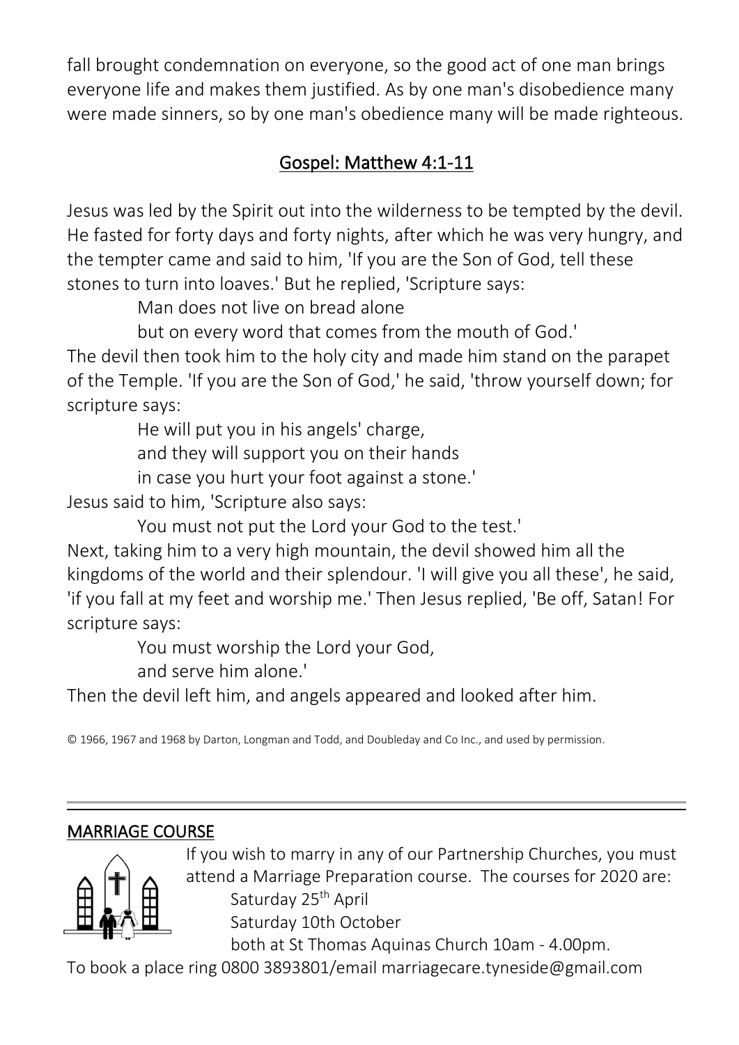fall brought condemnation on everyone, so the good act of one man brings everyone life and makes them justified. As by one man's disobedience many were made sinners, so by one man's obedience many will be made righteous.

## Gospel: Matthew 4:1-11

Jesus was led by the Spirit out into the wilderness to be tempted by the devil. He fasted for forty days and forty nights, after which he was very hungry, and the tempter came and said to him, 'If you are the Son of God, tell these stones to turn into loaves.' But he replied, 'Scripture says:

> Man does not live on bread alone
> but on every word that comes from the mouth of God.'

The devil then took him to the holy city and made him stand on the parapet of the Temple. 'If you are the Son of God,' he said, 'throw yourself down; for scripture says:

> He will put you in his angels' charge,
> and they will support you on their hands
> in case you hurt your foot against a stone.'

Jesus said to him, 'Scripture also says:

> You must not put the Lord your God to the test.'

Next, taking him to a very high mountain, the devil showed him all the kingdoms of the world and their splendour. 'I will give you all these', he said, 'if you fall at my feet and worship me.' Then Jesus replied, 'Be off, Satan! For scripture says:

> You must worship the Lord your God,
> and serve him alone.'

Then the devil left him, and angels appeared and looked after him.

© 1966, 1967 and 1968 by Darton, Longman and Todd, and Doubleday and Co Inc., and used by permission.

---

## MARRIAGE COURSE

If you wish to marry in any of our Partnership Churches, you must attend a Marriage Preparation course. The courses for 2020 are:

Saturday 25th April
Saturday 10th October
both at St Thomas Aquinas Church 10am - 4.00pm.

To book a place ring 0800 3893801/email marriagecare.tyneside@gmail.com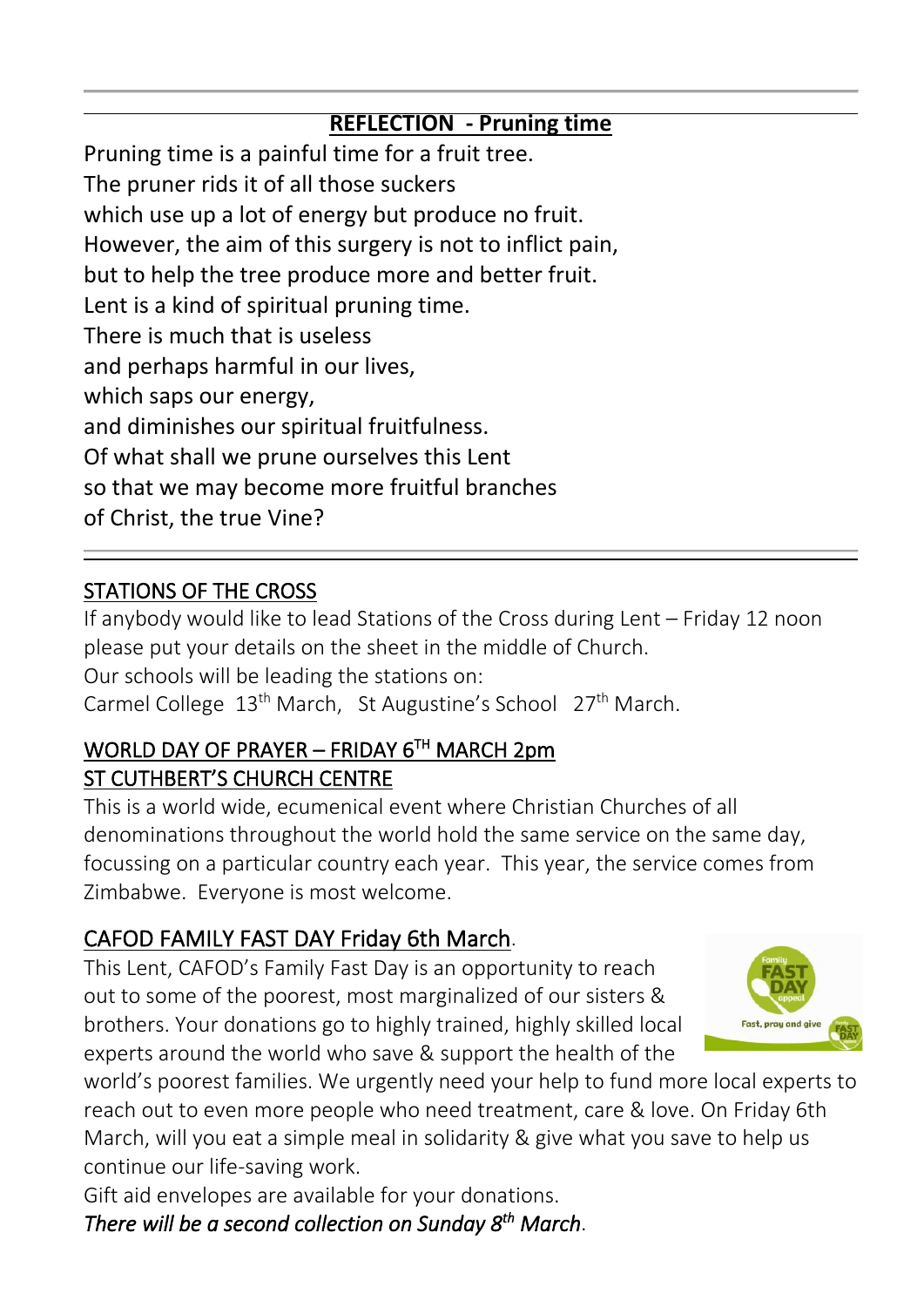## REFLECTION - Pruning time

Pruning time is a painful time for a fruit tree.
The pruner rids it of all those suckers
which use up a lot of energy but produce no fruit.
However, the aim of this surgery is not to inflict pain,
but to help the tree produce more and better fruit.
Lent is a kind of spiritual pruning time.
There is much that is useless
and perhaps harmful in our lives,
which saps our energy,
and diminishes our spiritual fruitfulness.
Of what shall we prune ourselves this Lent
so that we may become more fruitful branches
of Christ, the true Vine?

---

### STATIONS OF THE CROSS

If anybody would like to lead Stations of the Cross during Lent – Friday 12 noon please put your details on the sheet in the middle of Church.
Our schools will be leading the stations on:
Carmel College 13th March, St Augustine's School 27th March.

### WORLD DAY OF PRAYER – FRIDAY 6TH MARCH 2pm
### ST CUTHBERT'S CHURCH CENTRE

This is a world wide, ecumenical event where Christian Churches of all denominations throughout the world hold the same service on the same day, focussing on a particular country each year. This year, the service comes from Zimbabwe. Everyone is most welcome.

### CAFOD FAMILY FAST DAY Friday 6th March.

This Lent, CAFOD's Family Fast Day is an opportunity to reach out to some of the poorest, most marginalized of our sisters & brothers. Your donations go to highly trained, highly skilled local experts around the world who save & support the health of the world's poorest families. We urgently need your help to fund more local experts to reach out to even more people who need treatment, care & love. On Friday 6th March, will you eat a simple meal in solidarity & give what you save to help us continue our life-saving work.
Gift aid envelopes are available for your donations.
*There will be a second collection on Sunday 8th March*.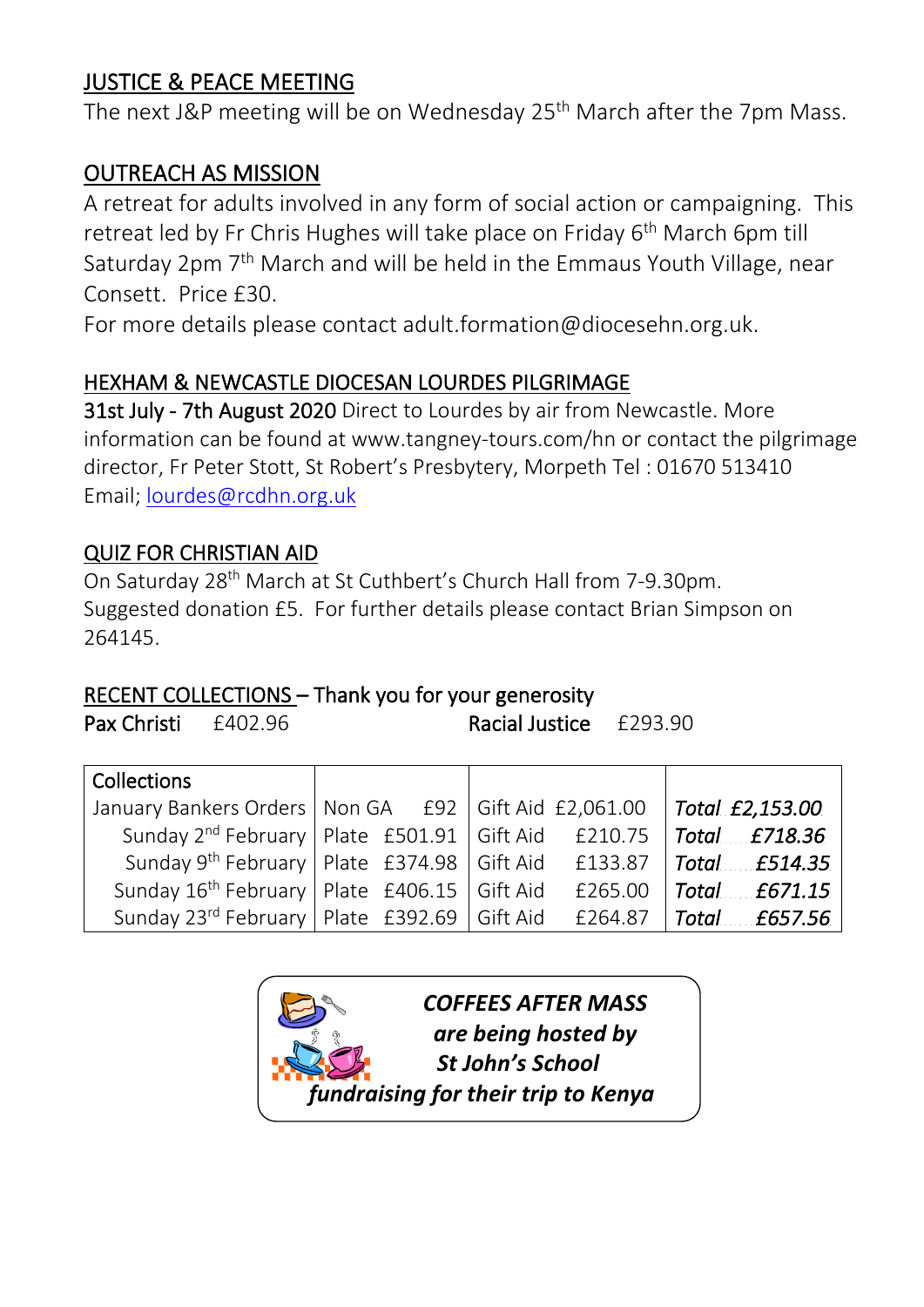## JUSTICE & PEACE MEETING

The next J&P meeting will be on Wednesday 25th March after the 7pm Mass.

## OUTREACH AS MISSION

A retreat for adults involved in any form of social action or campaigning. This retreat led by Fr Chris Hughes will take place on Friday 6th March 6pm till Saturday 2pm 7th March and will be held in the Emmaus Youth Village, near Consett. Price £30.

For more details please contact adult.formation@diocesehn.org.uk.

## HEXHAM & NEWCASTLE DIOCESAN LOURDES PILGRIMAGE

31st July - 7th August 2020 Direct to Lourdes by air from Newcastle. More information can be found at www.tangney-tours.com/hn or contact the pilgrimage director, Fr Peter Stott, St Robert's Presbytery, Morpeth Tel : 01670 513410 Email; lourdes@rcdhn.org.uk

## QUIZ FOR CHRISTIAN AID

On Saturday 28th March at St Cuthbert's Church Hall from 7-9.30pm. Suggested donation £5. For further details please contact Brian Simpson on 264145.

## RECENT COLLECTIONS – Thank you for your generosity

Pax Christi £402.96 | Racial Justice £293.90

| Collections | | | |
|---|---|---|---|
| January Bankers Orders | Non GA £92 | Gift Aid £2,061.00 | *Total £2,153.00* |
| Sunday 2nd February | Plate £501.91 | Gift Aid £210.75 | *Total £718.36* |
| Sunday 9th February | Plate £374.98 | Gift Aid £133.87 | *Total £514.35* |
| Sunday 16th February | Plate £406.15 | Gift Aid £265.00 | *Total £671.15* |
| Sunday 23rd February | Plate £392.69 | Gift Aid £264.87 | *Total £657.56* |

***COFFEES AFTER MASS are being hosted by St John's School fundraising for their trip to Kenya***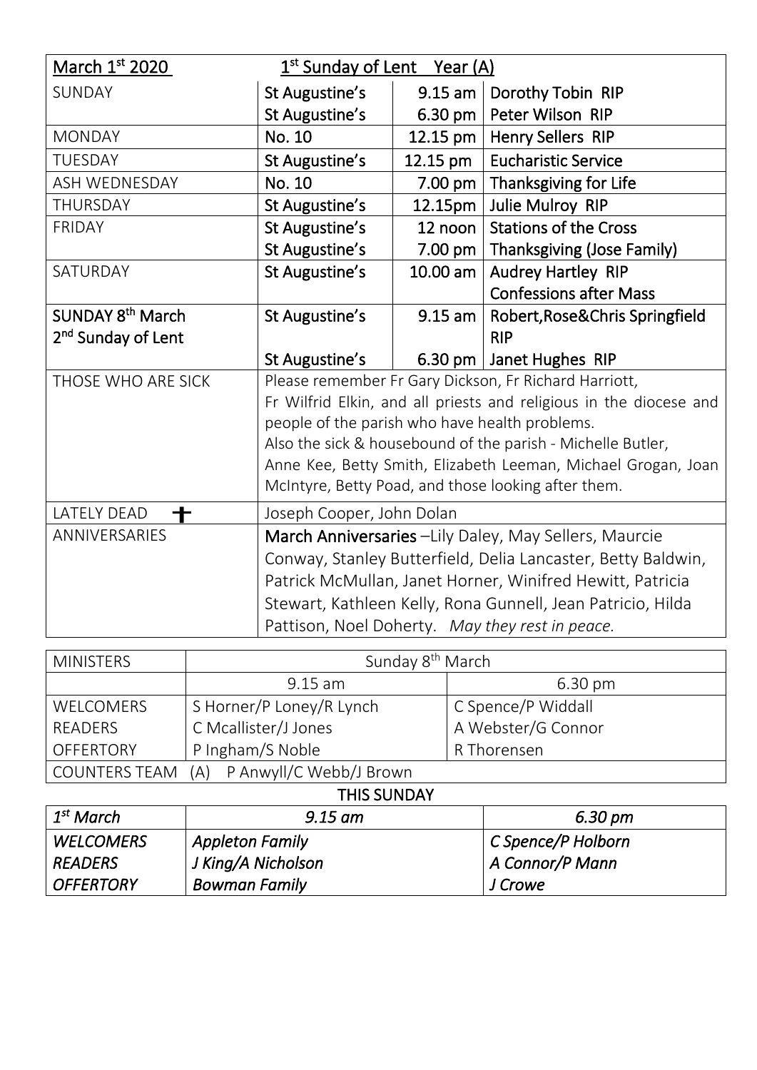| March 1st 2020 | 1st Sunday of Lent Year (A) | | |
|---|---|---|---|
| SUNDAY | St Augustine's | 9.15 am | Dorothy Tobin RIP |
| | St Augustine's | 6.30 pm | Peter Wilson RIP |
| MONDAY | No. 10 | 12.15 pm | Henry Sellers RIP |
| TUESDAY | St Augustine's | 12.15 pm | Eucharistic Service |
| ASH WEDNESDAY | No. 10 | 7.00 pm | Thanksgiving for Life |
| THURSDAY | St Augustine's | 12.15pm | Julie Mulroy RIP |
| FRIDAY | St Augustine's | 12 noon | Stations of the Cross |
| | St Augustine's | 7.00 pm | Thanksgiving (Jose Family) |
| SATURDAY | St Augustine's | 10.00 am | Audrey Hartley RIP<br>Confessions after Mass |
| SUNDAY 8th March<br>2nd Sunday of Lent | St Augustine's | 9.15 am | Robert,Rose&Chris Springfield RIP |
| | St Augustine's | 6.30 pm | Janet Hughes RIP |
| THOSE WHO ARE SICK | Please remember Fr Gary Dickson, Fr Richard Harriott, Fr Wilfrid Elkin, and all priests and religious in the diocese and people of the parish who have health problems. Also the sick & housebound of the parish - Michelle Butler, Anne Kee, Betty Smith, Elizabeth Leeman, Michael Grogan, Joan McIntyre, Betty Poad, and those looking after them. | | |
| LATELY DEAD ✝ | Joseph Cooper, John Dolan | | |
| ANNIVERSARIES | **March Anniversaries** –Lily Daley, May Sellers, Maurcie Conway, Stanley Butterfield, Delia Lancaster, Betty Baldwin, Patrick McMullan, Janet Horner, Winifred Hewitt, Patricia Stewart, Kathleen Kelly, Rona Gunnell, Jean Patricio, Hilda Pattison, Noel Doherty. *May they rest in peace.* | | |

| MINISTERS | Sunday 8th March | |
|---|---|---|
| | 9.15 am | 6.30 pm |
| WELCOMERS | S Horner/P Loney/R Lynch | C Spence/P Widdall |
| READERS | C Mcallister/J Jones | A Webster/G Connor |
| OFFERTORY | P Ingham/S Noble | R Thorensen |
| COUNTERS TEAM (A) P Anwyll/C Webb/J Brown | | |

**THIS SUNDAY**

| *1st March* | *9.15 am* | *6.30 pm* |
|---|---|---|
| *WELCOMERS* | *Appleton Family* | *C Spence/P Holborn* |
| *READERS* | *J King/A Nicholson* | *A Connor/P Mann* |
| *OFFERTORY* | *Bowman Family* | *J Crowe* |